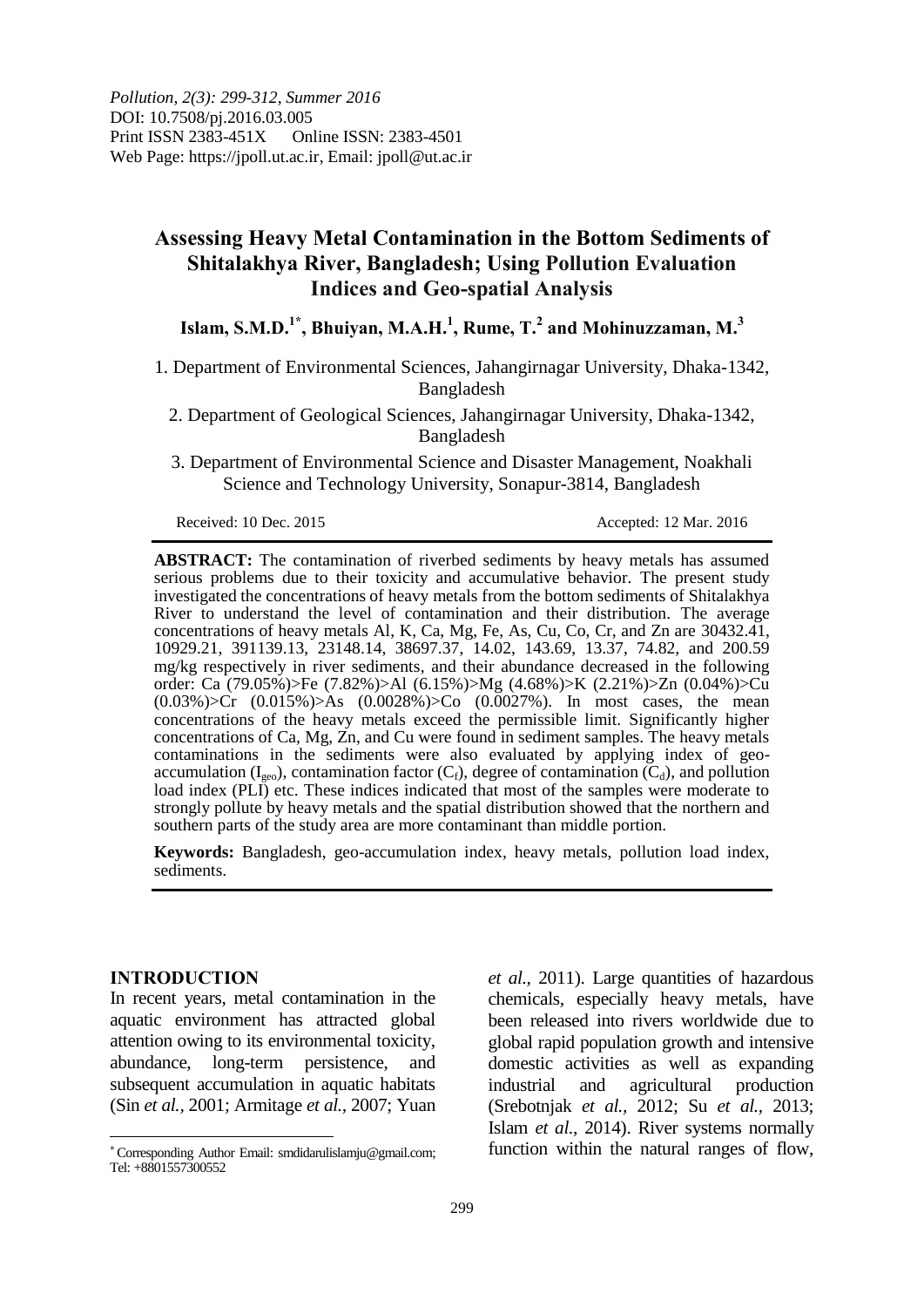# Assessing Heavy Metal Contamination in the Bottom Sediments of Shitalakhya River, Bangladesh; Using Pollution Evaluation Indices and Geo-spatial Analysis

**Islam, S.M.D.[1*], Bhuiyan, M.A.H.[1], Rume, T.[2] and Mohinuzzaman, M.[3]**

1. Department of Environmental Sciences, Jahangirnagar University, Dhaka-1342, Bangladesh

2. Department of Geological Sciences, Jahangirnagar University, Dhaka-1342, Bangladesh

3. Department of Environmental Science and Disaster Management, Noakhali Science and Technology University, Sonapur-3814, Bangladesh

Received: 10 Dec. 2015 Accepted: 12 Mar. 2016

**ABSTRACT:** The contamination of riverbed sediments by heavy metals has assumed serious problems due to their toxicity and accumulative behavior. The present study investigated the concentrations of heavy metals from the bottom sediments of Shitalakhya River to understand the level of contamination and their distribution. The average concentrations of heavy metals Al, K, Ca, Mg, Fe, As, Cu, Co, Cr, and Zn are 30432.41, 10929.21, 391139.13, 23148.14, 38697.37, 14.02, 143.69, 13.37, 74.82, and 200.59 mg/kg respectively in river sediments, and their abundance decreased in the following order: Ca (79.05%)>Fe (7.82%)>Al (6.15%)>Mg (4.68%)>K (2.21%)>Zn (0.04%)>Cu (0.03%)>Cr (0.015%)>As (0.0028%)>Co (0.0027%). In most cases, the mean concentrations of the heavy metals exceed the permissible limit. Significantly higher concentrations of Ca, Mg, Zn, and Cu were found in sediment samples. The heavy metals contaminations in the sediments were also evaluated by applying index of geo-accumulation ($I_{geo}$), contamination factor ($C_f$), degree of contamination ($C_d$), and pollution load index (PLI) etc. These indices indicated that most of the samples were moderate to strongly pollute by heavy metals and the spatial distribution showed that the northern and southern parts of the study area are more contaminant than middle portion.

**Keywords:** Bangladesh, geo-accumulation index, heavy metals, pollution load index, sediments.

## INTRODUCTION

In recent years, metal contamination in the aquatic environment has attracted global attention owing to its environmental toxicity, abundance, long-term persistence, and subsequent accumulation in aquatic habitats (Sin *et al.,* 2001; Armitage *et al.,* 2007; Yuan *et al.,* 2011). Large quantities of hazardous chemicals, especially heavy metals, have been released into rivers worldwide due to global rapid population growth and intensive domestic activities as well as expanding industrial and agricultural production (Srebotnjak *et al.,* 2012; Su *et al.,* 2013; Islam *et al.,* 2014). River systems normally function within the natural ranges of flow,

[*] Corresponding Author Email: smdidarulislamju@gmail.com; Tel: +8801557300552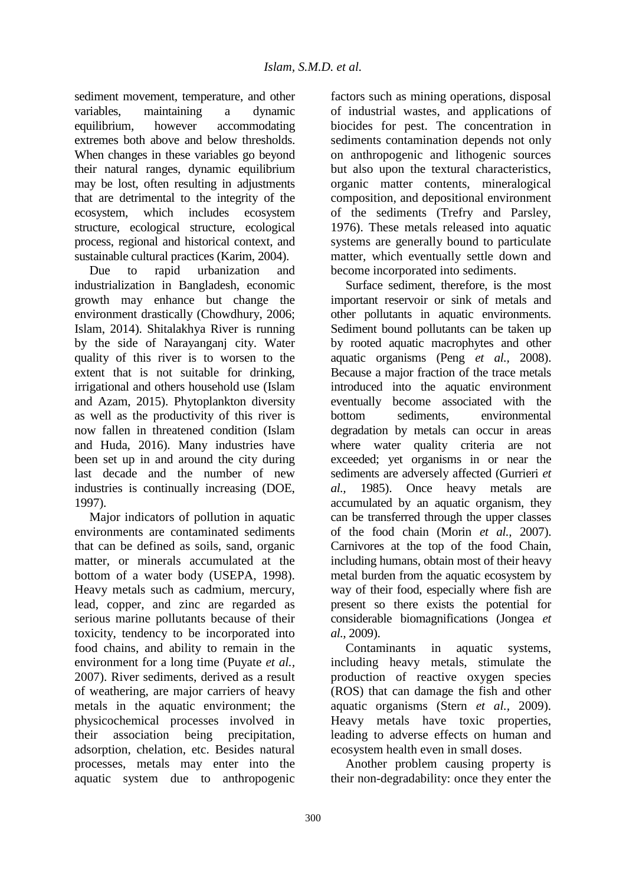sediment movement, temperature, and other variables, maintaining a dynamic equilibrium, however accommodating extremes both above and below thresholds. When changes in these variables go beyond their natural ranges, dynamic equilibrium may be lost, often resulting in adjustments that are detrimental to the integrity of the ecosystem, which includes ecosystem structure, ecological structure, ecological process, regional and historical context, and sustainable cultural practices (Karim, 2004).

Due to rapid urbanization and industrialization in Bangladesh, economic growth may enhance but change the environment drastically (Chowdhury, 2006; Islam, 2014). Shitalakhya River is running by the side of Narayanganj city. Water quality of this river is to worsen to the extent that is not suitable for drinking, irrigational and others household use (Islam and Azam, 2015). Phytoplankton diversity as well as the productivity of this river is now fallen in threatened condition (Islam and Huda, 2016). Many industries have been set up in and around the city during last decade and the number of new industries is continually increasing (DOE, 1997).

Major indicators of pollution in aquatic environments are contaminated sediments that can be defined as soils, sand, organic matter, or minerals accumulated at the bottom of a water body (USEPA, 1998). Heavy metals such as cadmium, mercury, lead, copper, and zinc are regarded as serious marine pollutants because of their toxicity, tendency to be incorporated into food chains, and ability to remain in the environment for a long time (Puyate *et al.,* 2007). River sediments, derived as a result of weathering, are major carriers of heavy metals in the aquatic environment; the physicochemical processes involved in their association being precipitation, adsorption, chelation, etc. Besides natural processes, metals may enter into the aquatic system due to anthropogenic factors such as mining operations, disposal of industrial wastes, and applications of biocides for pest. The concentration in sediments contamination depends not only on anthropogenic and lithogenic sources but also upon the textural characteristics, organic matter contents, mineralogical composition, and depositional environment of the sediments (Trefry and Parsley, 1976). These metals released into aquatic systems are generally bound to particulate matter, which eventually settle down and become incorporated into sediments.

Surface sediment, therefore, is the most important reservoir or sink of metals and other pollutants in aquatic environments. Sediment bound pollutants can be taken up by rooted aquatic macrophytes and other aquatic organisms (Peng *et al.,* 2008). Because a major fraction of the trace metals introduced into the aquatic environment eventually become associated with the bottom sediments, environmental degradation by metals can occur in areas where water quality criteria are not exceeded; yet organisms in or near the sediments are adversely affected (Gurrieri *et al.,* 1985). Once heavy metals are accumulated by an aquatic organism, they can be transferred through the upper classes of the food chain (Morin *et al.,* 2007). Carnivores at the top of the food Chain, including humans, obtain most of their heavy metal burden from the aquatic ecosystem by way of their food, especially where fish are present so there exists the potential for considerable biomagnifications (Jongea *et al.,* 2009).

Contaminants in aquatic systems, including heavy metals, stimulate the production of reactive oxygen species (ROS) that can damage the fish and other aquatic organisms (Stern *et al.,* 2009). Heavy metals have toxic properties, leading to adverse effects on human and ecosystem health even in small doses.

Another problem causing property is their non-degradability: once they enter the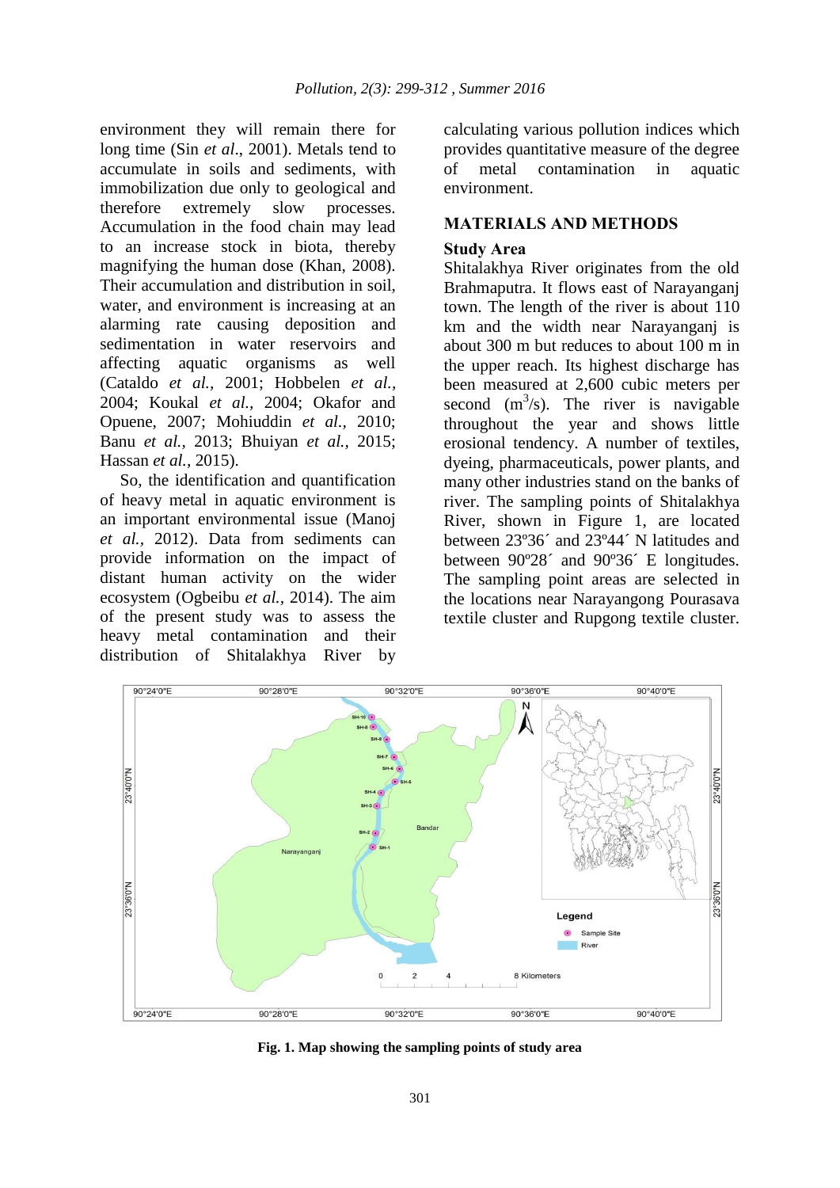environment they will remain there for long time (Sin *et al*., 2001). Metals tend to accumulate in soils and sediments, with immobilization due only to geological and therefore extremely slow processes. Accumulation in the food chain may lead to an increase stock in biota, thereby magnifying the human dose (Khan, 2008). Their accumulation and distribution in soil, water, and environment is increasing at an alarming rate causing deposition and sedimentation in water reservoirs and affecting aquatic organisms as well (Cataldo *et al.,* 2001; Hobbelen *et al.,* 2004; Koukal *et al.,* 2004; Okafor and Opuene, 2007; Mohiuddin *et al.,* 2010; Banu *et al.,* 2013; Bhuiyan *et al.,* 2015; Hassan *et al.,* 2015).

So, the identification and quantification of heavy metal in aquatic environment is an important environmental issue (Manoj *et al.,* 2012). Data from sediments can provide information on the impact of distant human activity on the wider ecosystem (Ogbeibu *et al.,* 2014). The aim of the present study was to assess the heavy metal contamination and their distribution of Shitalakhya River by calculating various pollution indices which provides quantitative measure of the degree of metal contamination in aquatic environment.

## MATERIALS AND METHODS

### Study Area

Shitalakhya River originates from the old Brahmaputra. It flows east of Narayanganj town. The length of the river is about 110 km and the width near Narayanganj is about 300 m but reduces to about 100 m in the upper reach. Its highest discharge has been measured at 2,600 cubic meters per second ($m^3$/s). The river is navigable throughout the year and shows little erosional tendency. A number of textiles, dyeing, pharmaceuticals, power plants, and many other industries stand on the banks of river. The sampling points of Shitalakhya River, shown in Figure 1, are located between 23º36´ and 23º44´ N latitudes and between 90º28´ and 90º36´ E longitudes. The sampling point areas are selected in the locations near Narayangong Pourasava textile cluster and Rupgong textile cluster.

**Fig. 1. Map showing the sampling points of study area**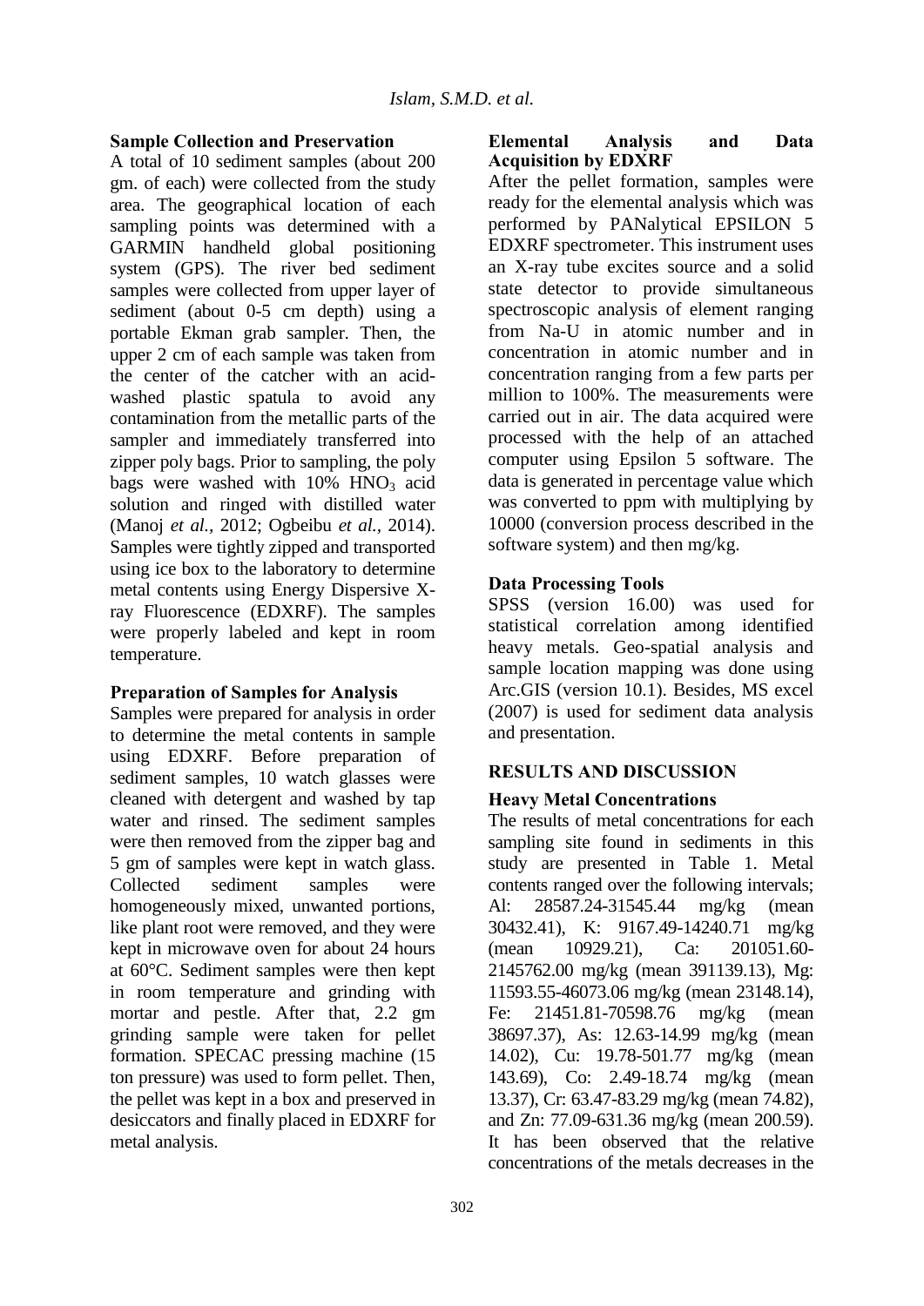### Sample Collection and Preservation

A total of 10 sediment samples (about 200 gm. of each) were collected from the study area. The geographical location of each sampling points was determined with a GARMIN handheld global positioning system (GPS). The river bed sediment samples were collected from upper layer of sediment (about 0-5 cm depth) using a portable Ekman grab sampler. Then, the upper 2 cm of each sample was taken from the center of the catcher with an acid-washed plastic spatula to avoid any contamination from the metallic parts of the sampler and immediately transferred into zipper poly bags. Prior to sampling, the poly bags were washed with 10% $HNO_3$ acid solution and ringed with distilled water (Manoj *et al.,* 2012; Ogbeibu *et al.,* 2014). Samples were tightly zipped and transported using ice box to the laboratory to determine metal contents using Energy Dispersive X-ray Fluorescence (EDXRF). The samples were properly labeled and kept in room temperature.

### Preparation of Samples for Analysis

Samples were prepared for analysis in order to determine the metal contents in sample using EDXRF. Before preparation of sediment samples, 10 watch glasses were cleaned with detergent and washed by tap water and rinsed. The sediment samples were then removed from the zipper bag and 5 gm of samples were kept in watch glass. Collected sediment samples were homogeneously mixed, unwanted portions, like plant root were removed, and they were kept in microwave oven for about 24 hours at 60°C. Sediment samples were then kept in room temperature and grinding with mortar and pestle. After that, 2.2 gm grinding sample were taken for pellet formation. SPECAC pressing machine (15 ton pressure) was used to form pellet. Then, the pellet was kept in a box and preserved in desiccators and finally placed in EDXRF for metal analysis.

### Elemental Analysis and Data Acquisition by EDXRF

After the pellet formation, samples were ready for the elemental analysis which was performed by PANalytical EPSILON 5 EDXRF spectrometer. This instrument uses an X-ray tube excites source and a solid state detector to provide simultaneous spectroscopic analysis of element ranging from Na-U in atomic number and in concentration in atomic number and in concentration ranging from a few parts per million to 100%. The measurements were carried out in air. The data acquired were processed with the help of an attached computer using Epsilon 5 software. The data is generated in percentage value which was converted to ppm with multiplying by 10000 (conversion process described in the software system) and then mg/kg.

### Data Processing Tools

SPSS (version 16.00) was used for statistical correlation among identified heavy metals. Geo-spatial analysis and sample location mapping was done using Arc.GIS (version 10.1). Besides, MS excel (2007) is used for sediment data analysis and presentation.

## RESULTS AND DISCUSSION

### Heavy Metal Concentrations

The results of metal concentrations for each sampling site found in sediments in this study are presented in Table 1. Metal contents ranged over the following intervals; Al: 28587.24-31545.44 mg/kg (mean 30432.41), K: 9167.49-14240.71 mg/kg (mean 10929.21), Ca: 201051.60-2145762.00 mg/kg (mean 391139.13), Mg: 11593.55-46073.06 mg/kg (mean 23148.14), Fe: 21451.81-70598.76 mg/kg (mean 38697.37), As: 12.63-14.99 mg/kg (mean 14.02), Cu: 19.78-501.77 mg/kg (mean 143.69), Co: 2.49-18.74 mg/kg (mean 13.37), Cr: 63.47-83.29 mg/kg (mean 74.82), and Zn: 77.09-631.36 mg/kg (mean 200.59). It has been observed that the relative concentrations of the metals decreases in the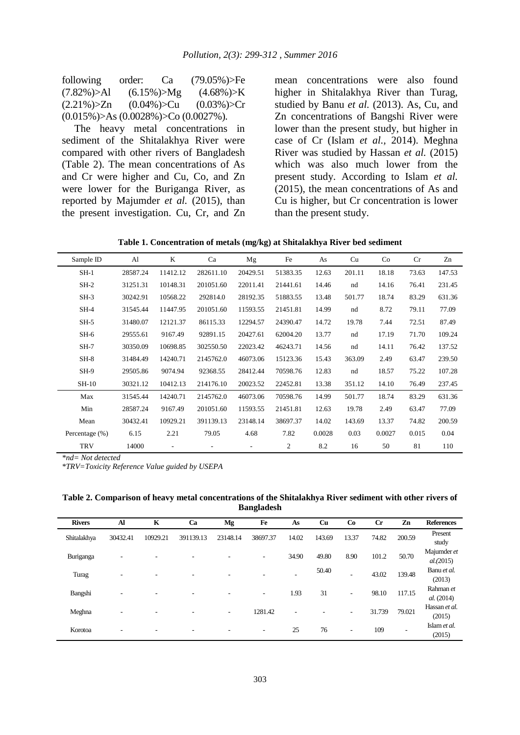following order: Ca (79.05%)>Fe (7.82%)>Al (6.15%)>Mg (4.68%)>K (2.21%)>Zn (0.04%)>Cu (0.03%)>Cr (0.015%)>As (0.0028%)>Co (0.0027%).

The heavy metal concentrations in sediment of the Shitalakhya River were compared with other rivers of Bangladesh (Table 2). The mean concentrations of As and Cr were higher and Cu, Co, and Zn were lower for the Buriganga River, as reported by Majumder *et al.* (2015), than the present investigation. Cu, Cr, and Zn mean concentrations were also found higher in Shitalakhya River than Turag, studied by Banu *et al.* (2013). As, Cu, and Zn concentrations of Bangshi River were lower than the present study, but higher in case of Cr (Islam *et al.*, 2014). Meghna River was studied by Hassan *et al.* (2015) which was also much lower from the present study. According to Islam *et al.* (2015), the mean concentrations of As and Cu is higher, but Cr concentration is lower than the present study.

**Table 1. Concentration of metals (mg/kg) at Shitalakhya River bed sediment**

| Sample ID | Al | K | Ca | Mg | Fe | As | Cu | Co | Cr | Zn |
|---|---|---|---|---|---|---|---|---|---|---|
| SH-1 | 28587.24 | 11412.12 | 282611.10 | 20429.51 | 51383.35 | 12.63 | 201.11 | 18.18 | 73.63 | 147.53 |
| SH-2 | 31251.31 | 10148.31 | 201051.60 | 22011.41 | 21441.61 | 14.46 | nd | 14.16 | 76.41 | 231.45 |
| SH-3 | 30242.91 | 10568.22 | 292814.0 | 28192.35 | 51883.55 | 13.48 | 501.77 | 18.74 | 83.29 | 631.36 |
| SH-4 | 31545.44 | 11447.95 | 201051.60 | 11593.55 | 21451.81 | 14.99 | nd | 8.72 | 79.11 | 77.09 |
| SH-5 | 31480.07 | 12121.37 | 86115.33 | 12294.57 | 24390.47 | 14.72 | 19.78 | 7.44 | 72.51 | 87.49 |
| SH-6 | 29555.61 | 9167.49 | 92891.15 | 20427.61 | 62004.20 | 13.77 | nd | 17.19 | 71.70 | 109.24 |
| SH-7 | 30350.09 | 10698.85 | 302550.50 | 22023.42 | 46243.71 | 14.56 | nd | 14.11 | 76.42 | 137.52 |
| SH-8 | 31484.49 | 14240.71 | 2145762.0 | 46073.06 | 15123.36 | 15.43 | 363.09 | 2.49 | 63.47 | 239.50 |
| SH-9 | 29505.86 | 9074.94 | 92368.55 | 28412.44 | 70598.76 | 12.83 | nd | 18.57 | 75.22 | 107.28 |
| SH-10 | 30321.12 | 10412.13 | 214176.10 | 20023.52 | 22452.81 | 13.38 | 351.12 | 14.10 | 76.49 | 237.45 |
| Max | 31545.44 | 14240.71 | 2145762.0 | 46073.06 | 70598.76 | 14.99 | 501.77 | 18.74 | 83.29 | 631.36 |
| Min | 28587.24 | 9167.49 | 201051.60 | 11593.55 | 21451.81 | 12.63 | 19.78 | 2.49 | 63.47 | 77.09 |
| Mean | 30432.41 | 10929.21 | 391139.13 | 23148.14 | 38697.37 | 14.02 | 143.69 | 13.37 | 74.82 | 200.59 |
| Percentage (%) | 6.15 | 2.21 | 79.05 | 4.68 | 7.82 | 0.0028 | 0.03 | 0.0027 | 0.015 | 0.04 |
| TRV | 14000 | - | - | - | 2 | 8.2 | 16 | 50 | 81 | 110 |

*\*nd= Not detected*

*\*TRV=Toxicity Reference Value guided by USEPA*

**Table 2. Comparison of heavy metal concentrations of the Shitalakhya River sediment with other rivers of Bangladesh**

| Rivers | Al | K | Ca | Mg | Fe | As | Cu | Co | Cr | Zn | References |
|---|---|---|---|---|---|---|---|---|---|---|---|
| Shitalakhya | 30432.41 | 10929.21 | 391139.13 | 23148.14 | 38697.37 | 14.02 | 143.69 | 13.37 | 74.82 | 200.59 | Present study |
| Buriganga | - | - | - | - | - | 34.90 | 49.80 | 8.90 | 101.2 | 50.70 | Majumder *et al.*(2015) |
| Turag | - | - | - | - | - | - | 50.40 | - | 43.02 | 139.48 | Banu *et al.* (2013) |
| Bangshi | - | - | - | - | - | 1.93 | 31 | - | 98.10 | 117.15 | Rahman *et al.* (2014) |
| Meghna | - | - | - | - | 1281.42 | - | - | - | 31.739 | 79.021 | Hassan *et al.* (2015) |
| Korotoa | - | - | - | - | - | 25 | 76 | - | 109 | - | Islam *et al.* (2015) |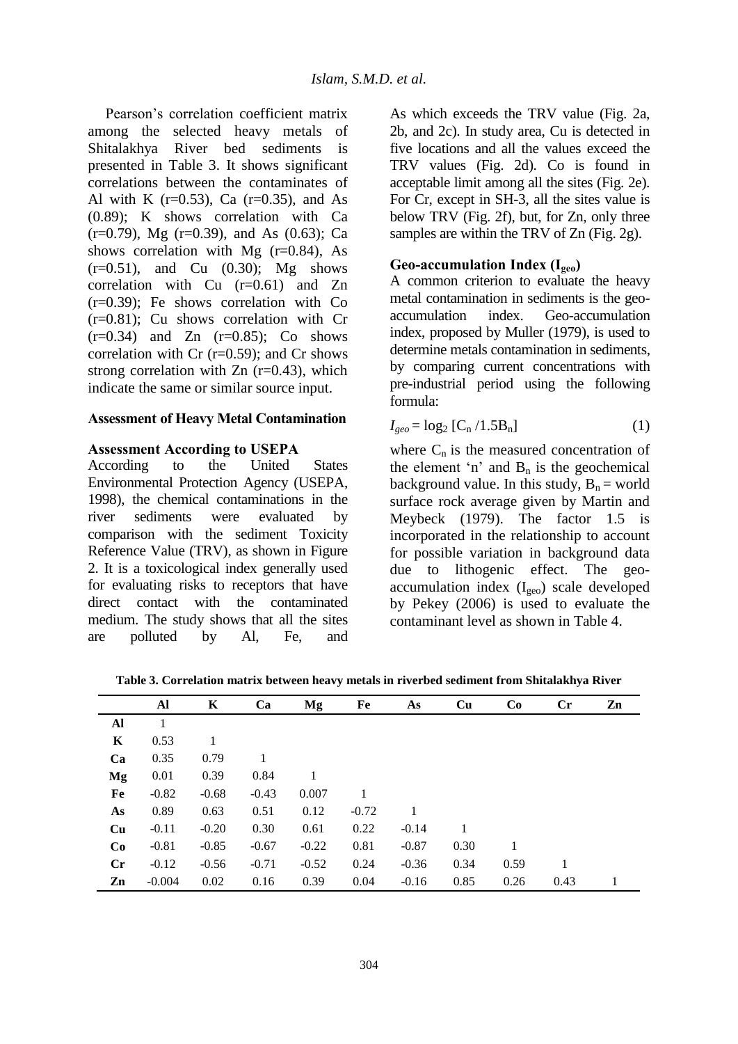Pearson's correlation coefficient matrix among the selected heavy metals of Shitalakhya River bed sediments is presented in Table 3. It shows significant correlations between the contaminates of Al with K (r=0.53), Ca (r=0.35), and As (0.89); K shows correlation with Ca (r=0.79), Mg (r=0.39), and As (0.63); Ca shows correlation with Mg (r=0.84), As (r=0.51), and Cu (0.30); Mg shows correlation with Cu (r=0.61) and Zn (r=0.39); Fe shows correlation with Co (r=0.81); Cu shows correlation with Cr (r=0.34) and Zn (r=0.85); Co shows correlation with Cr (r=0.59); and Cr shows strong correlation with Zn (r=0.43), which indicate the same or similar source input.

## Assessment of Heavy Metal Contamination

### Assessment According to USEPA

According to the United States Environmental Protection Agency (USEPA, 1998), the chemical contaminations in the river sediments were evaluated by comparison with the sediment Toxicity Reference Value (TRV), as shown in Figure 2. It is a toxicological index generally used for evaluating risks to receptors that have direct contact with the contaminated medium. The study shows that all the sites are polluted by Al, Fe, and As which exceeds the TRV value (Fig. 2a, 2b, and 2c). In study area, Cu is detected in five locations and all the values exceed the TRV values (Fig. 2d). Co is found in acceptable limit among all the sites (Fig. 2e). For Cr, except in SH-3, all the sites value is below TRV (Fig. 2f), but, for Zn, only three samples are within the TRV of Zn (Fig. 2g).

### Geo-accumulation Index ($I_{geo}$)

A common criterion to evaluate the heavy metal contamination in sediments is the geo-accumulation index. Geo-accumulation index, proposed by Muller (1979), is used to determine metals contamination in sediments, by comparing current concentrations with pre-industrial period using the following formula:

$$I_{geo} = \log_2 [C_n / 1.5B_n] \quad (1)$$

where $C_n$ is the measured concentration of the element 'n' and $B_n$ is the geochemical background value. In this study, $B_n$ = world surface rock average given by Martin and Meybeck (1979). The factor 1.5 is incorporated in the relationship to account for possible variation in background data due to lithogenic effect. The geo-accumulation index ($I_{geo}$) scale developed by Pekey (2006) is used to evaluate the contaminant level as shown in Table 4.

**Table 3. Correlation matrix between heavy metals in riverbed sediment from Shitalakhya River**

| | Al | K | Ca | Mg | Fe | As | Cu | Co | Cr | Zn |
|---|---|---|---|---|---|---|---|---|---|---|
| **Al** | 1 | | | | | | | | | |
| **K** | 0.53 | 1 | | | | | | | | |
| **Ca** | 0.35 | 0.79 | 1 | | | | | | | |
| **Mg** | 0.01 | 0.39 | 0.84 | 1 | | | | | | |
| **Fe** | -0.82 | -0.68 | -0.43 | 0.007 | 1 | | | | | |
| **As** | 0.89 | 0.63 | 0.51 | 0.12 | -0.72 | 1 | | | | |
| **Cu** | -0.11 | -0.20 | 0.30 | 0.61 | 0.22 | -0.14 | 1 | | | |
| **Co** | -0.81 | -0.85 | -0.67 | -0.22 | 0.81 | -0.87 | 0.30 | 1 | | |
| **Cr** | -0.12 | -0.56 | -0.71 | -0.52 | 0.24 | -0.36 | 0.34 | 0.59 | 1 | |
| **Zn** | -0.004 | 0.02 | 0.16 | 0.39 | 0.04 | -0.16 | 0.85 | 0.26 | 0.43 | 1 |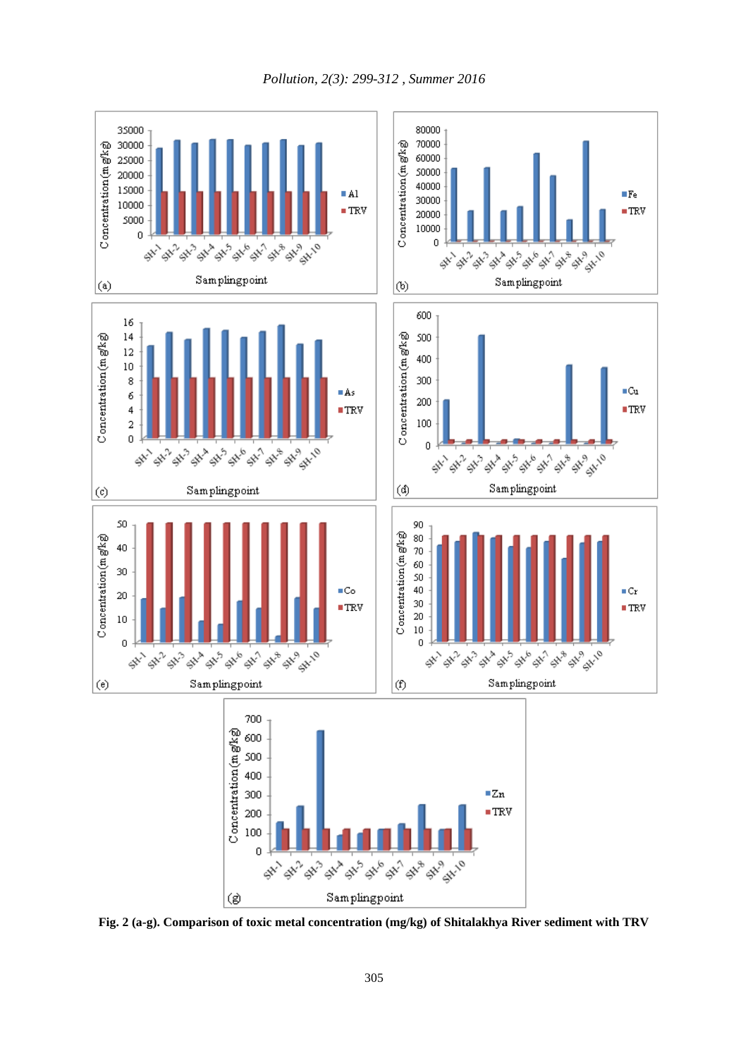**Fig. 2 (a-g). Comparison of toxic metal concentration (mg/kg) of Shitalakhya River sediment with TRV**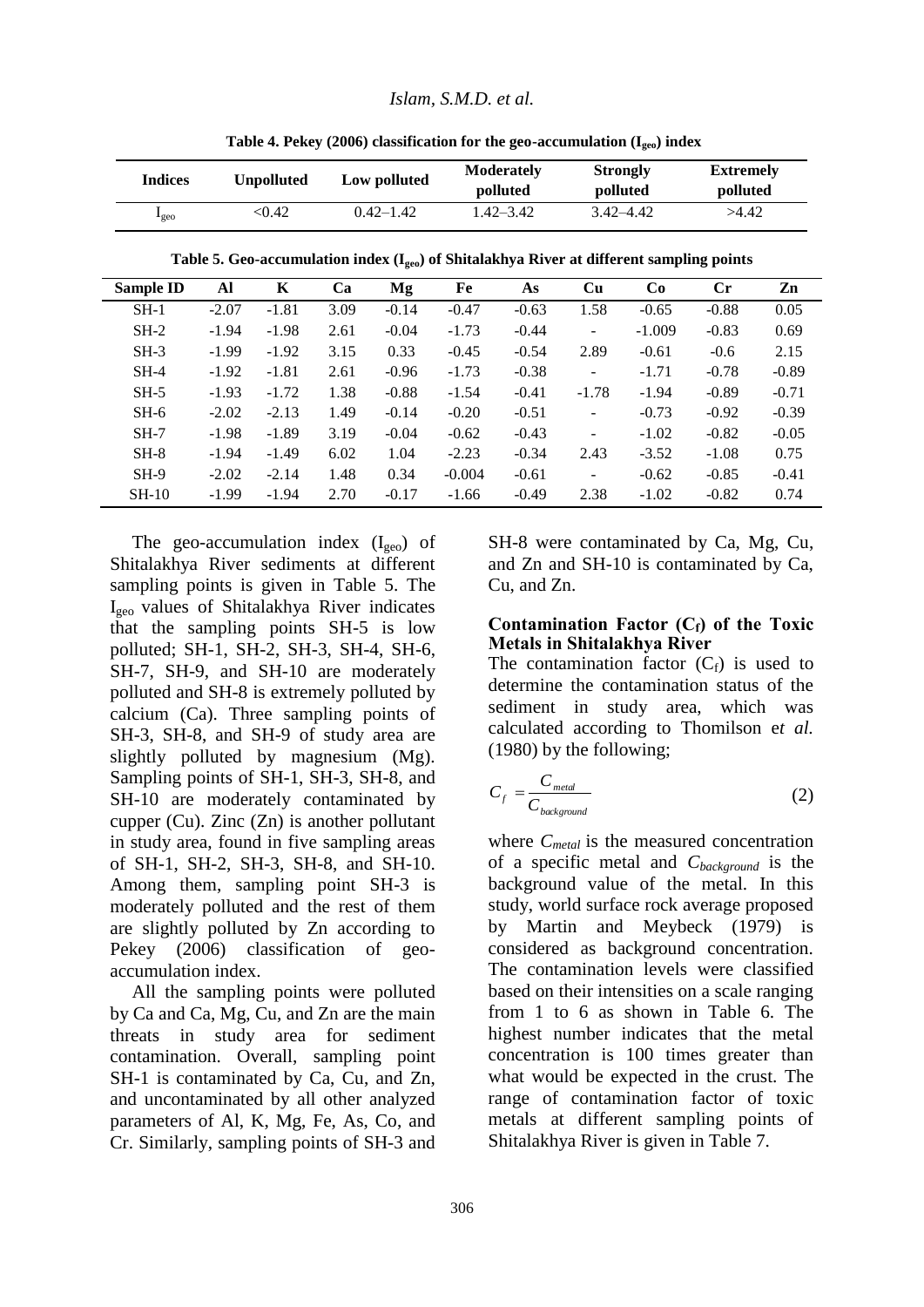**Table 4. Pekey (2006) classification for the geo-accumulation ($I_{geo}$) index**

| Indices | Unpolluted | Low polluted | Moderately polluted | Strongly polluted | Extremely polluted |
|---|---|---|---|---|---|
| $I_{geo}$ | <0.42 | 0.42–1.42 | 1.42–3.42 | 3.42–4.42 | >4.42 |

**Table 5. Geo-accumulation index ($I_{geo}$) of Shitalakhya River at different sampling points**

| Sample ID | Al | K | Ca | Mg | Fe | As | Cu | Co | Cr | Zn |
|---|---|---|---|---|---|---|---|---|---|---|
| SH-1 | -2.07 | -1.81 | 3.09 | -0.14 | -0.47 | -0.63 | 1.58 | -0.65 | -0.88 | 0.05 |
| SH-2 | -1.94 | -1.98 | 2.61 | -0.04 | -1.73 | -0.44 | - | -1.009 | -0.83 | 0.69 |
| SH-3 | -1.99 | -1.92 | 3.15 | 0.33 | -0.45 | -0.54 | 2.89 | -0.61 | -0.6 | 2.15 |
| SH-4 | -1.92 | -1.81 | 2.61 | -0.96 | -1.73 | -0.38 | - | -1.71 | -0.78 | -0.89 |
| SH-5 | -1.93 | -1.72 | 1.38 | -0.88 | -1.54 | -0.41 | -1.78 | -1.94 | -0.89 | -0.71 |
| SH-6 | -2.02 | -2.13 | 1.49 | -0.14 | -0.20 | -0.51 | - | -0.73 | -0.92 | -0.39 |
| SH-7 | -1.98 | -1.89 | 3.19 | -0.04 | -0.62 | -0.43 | - | -1.02 | -0.82 | -0.05 |
| SH-8 | -1.94 | -1.49 | 6.02 | 1.04 | -2.23 | -0.34 | 2.43 | -3.52 | -1.08 | 0.75 |
| SH-9 | -2.02 | -2.14 | 1.48 | 0.34 | -0.004 | -0.61 | - | -0.62 | -0.85 | -0.41 |
| SH-10 | -1.99 | -1.94 | 2.70 | -0.17 | -1.66 | -0.49 | 2.38 | -1.02 | -0.82 | 0.74 |

The geo-accumulation index ($I_{geo}$) of Shitalakhya River sediments at different sampling points is given in Table 5. The $I_{geo}$ values of Shitalakhya River indicates that the sampling points SH-5 is low polluted; SH-1, SH-2, SH-3, SH-4, SH-6, SH-7, SH-9, and SH-10 are moderately polluted and SH-8 is extremely polluted by calcium (Ca). Three sampling points of SH-3, SH-8, and SH-9 of study area are slightly polluted by magnesium (Mg). Sampling points of SH-1, SH-3, SH-8, and SH-10 are moderately contaminated by cupper (Cu). Zinc (Zn) is another pollutant in study area, found in five sampling areas of SH-1, SH-2, SH-3, SH-8, and SH-10. Among them, sampling point SH-3 is moderately polluted and the rest of them are slightly polluted by Zn according to Pekey (2006) classification of geo-accumulation index.

All the sampling points were polluted by Ca and Ca, Mg, Cu, and Zn are the main threats in study area for sediment contamination. Overall, sampling point SH-1 is contaminated by Ca, Cu, and Zn, and uncontaminated by all other analyzed parameters of Al, K, Mg, Fe, As, Co, and Cr. Similarly, sampling points of SH-3 and SH-8 were contaminated by Ca, Mg, Cu, and Zn and SH-10 is contaminated by Ca, Cu, and Zn.

### Contamination Factor ($C_f$) of the Toxic Metals in Shitalakhya River

The contamination factor ($C_f$) is used to determine the contamination status of the sediment in study area, which was calculated according to Thomilson e*t al.* (1980) by the following;

$$C_f = \frac{C_{metal}}{C_{background}} \quad (2)$$

where $C_{metal}$ is the measured concentration of a specific metal and $C_{background}$ is the background value of the metal. In this study, world surface rock average proposed by Martin and Meybeck (1979) is considered as background concentration. The contamination levels were classified based on their intensities on a scale ranging from 1 to 6 as shown in Table 6. The highest number indicates that the metal concentration is 100 times greater than what would be expected in the crust. The range of contamination factor of toxic metals at different sampling points of Shitalakhya River is given in Table 7.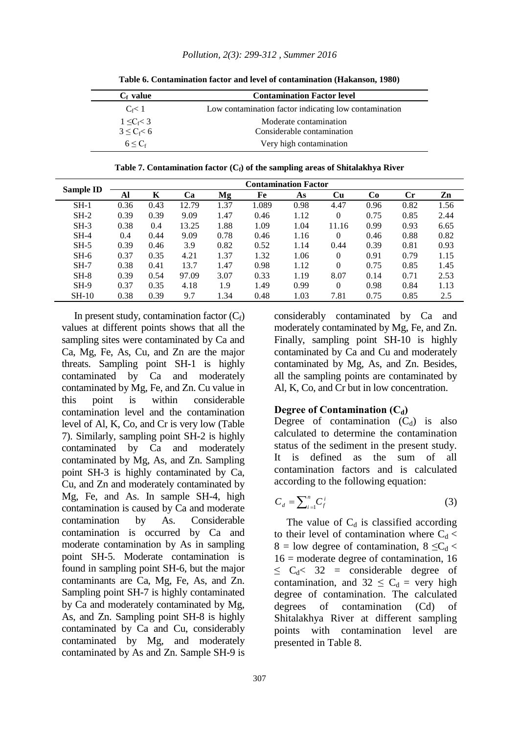**Table 6. Contamination factor and level of contamination (Hakanson, 1980)**

| $C_f$ value | Contamination Factor level |
|---|---|
| $C_f < 1$ | Low contamination factor indicating low contamination |
| $1 \leq C_f < 3$ | Moderate contamination |
| $3 \leq C_f < 6$ | Considerable contamination |
| $6 \leq C_f$ | Very high contamination |

**Table 7. Contamination factor ($C_f$) of the sampling areas of Shitalakhya River**

| Sample ID | Contamination Factor | | | | | | | | | |
|---|---|---|---|---|---|---|---|---|---|---|
| | Al | K | Ca | Mg | Fe | As | Cu | Co | Cr | Zn |
| SH-1 | 0.36 | 0.43 | 12.79 | 1.37 | 1.089 | 0.98 | 4.47 | 0.96 | 0.82 | 1.56 |
| SH-2 | 0.39 | 0.39 | 9.09 | 1.47 | 0.46 | 1.12 | 0 | 0.75 | 0.85 | 2.44 |
| SH-3 | 0.38 | 0.4 | 13.25 | 1.88 | 1.09 | 1.04 | 11.16 | 0.99 | 0.93 | 6.65 |
| SH-4 | 0.4 | 0.44 | 9.09 | 0.78 | 0.46 | 1.16 | 0 | 0.46 | 0.88 | 0.82 |
| SH-5 | 0.39 | 0.46 | 3.9 | 0.82 | 0.52 | 1.14 | 0.44 | 0.39 | 0.81 | 0.93 |
| SH-6 | 0.37 | 0.35 | 4.21 | 1.37 | 1.32 | 1.06 | 0 | 0.91 | 0.79 | 1.15 |
| SH-7 | 0.38 | 0.41 | 13.7 | 1.47 | 0.98 | 1.12 | 0 | 0.75 | 0.85 | 1.45 |
| SH-8 | 0.39 | 0.54 | 97.09 | 3.07 | 0.33 | 1.19 | 8.07 | 0.14 | 0.71 | 2.53 |
| SH-9 | 0.37 | 0.35 | 4.18 | 1.9 | 1.49 | 0.99 | 0 | 0.98 | 0.84 | 1.13 |
| SH-10 | 0.38 | 0.39 | 9.7 | 1.34 | 0.48 | 1.03 | 7.81 | 0.75 | 0.85 | 2.5 |

In present study, contamination factor ($C_f$) values at different points shows that all the sampling sites were contaminated by Ca and Ca, Mg, Fe, As, Cu, and Zn are the major threats. Sampling point SH-1 is highly contaminated by Ca and moderately contaminated by Mg, Fe, and Zn. Cu value in this point is within considerable contamination level and the contamination level of Al, K, Co, and Cr is very low (Table 7). Similarly, sampling point SH-2 is highly contaminated by Ca and moderately contaminated by Mg, As, and Zn. Sampling point SH-3 is highly contaminated by Ca, Cu, and Zn and moderately contaminated by Mg, Fe, and As. In sample SH-4, high contamination is caused by Ca and moderate contamination by As. Considerable contamination is occurred by Ca and moderate contamination by As in sampling point SH-5. Moderate contamination is found in sampling point SH-6, but the major contaminants are Ca, Mg, Fe, As, and Zn. Sampling point SH-7 is highly contaminated by Ca and moderately contaminated by Mg, As, and Zn. Sampling point SH-8 is highly contaminated by Ca and Cu, considerably contaminated by Mg, and moderately contaminated by As and Zn. Sample SH-9 is considerably contaminated by Ca and moderately contaminated by Mg, Fe, and Zn. Finally, sampling point SH-10 is highly contaminated by Ca and Cu and moderately contaminated by Mg, As, and Zn. Besides, all the sampling points are contaminated by Al, K, Co, and Cr but in low concentration.

### Degree of Contamination ($C_d$)

Degree of contamination ($C_d$) is also calculated to determine the contamination status of the sediment in the present study. It is defined as the sum of all contamination factors and is calculated according to the following equation:

$$C_d = \sum_{i=1}^{n} C_f^i \tag{3}$$

The value of $C_d$ is classified according to their level of contamination where $C_d < 8$ = low degree of contamination, $8 \leq C_d < 16$ = moderate degree of contamination, $16 \leq C_d < 32$ = considerable degree of contamination, and $32 \leq C_d$ = very high degree of contamination. The calculated degrees of contamination (Cd) of Shitalakhya River at different sampling points with contamination level are presented in Table 8.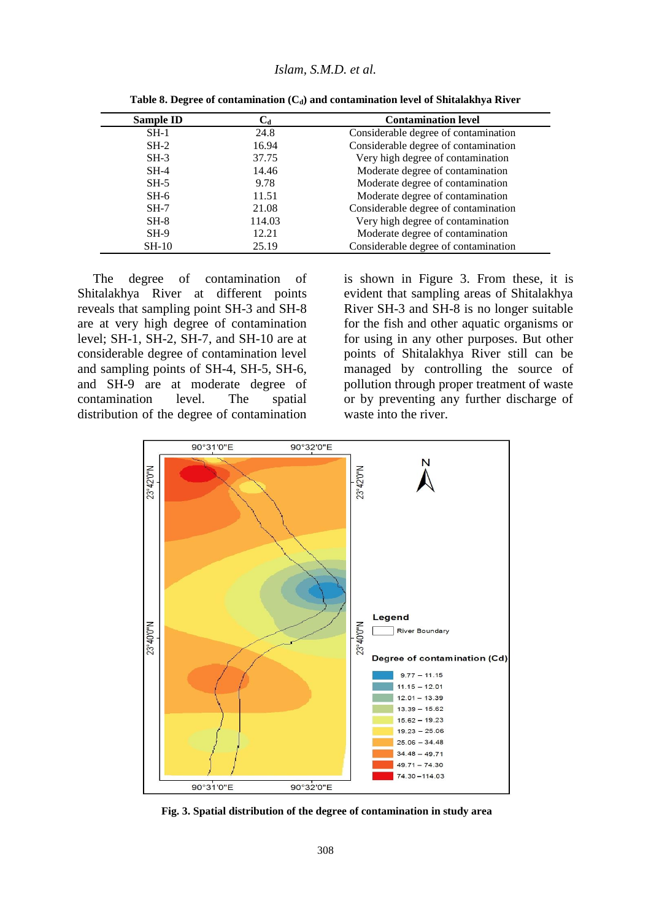**Table 8. Degree of contamination ($C_d$) and contamination level of Shitalakhya River**

| Sample ID | $C_d$ | Contamination level |
|---|---|---|
| SH-1 | 24.8 | Considerable degree of contamination |
| SH-2 | 16.94 | Considerable degree of contamination |
| SH-3 | 37.75 | Very high degree of contamination |
| SH-4 | 14.46 | Moderate degree of contamination |
| SH-5 | 9.78 | Moderate degree of contamination |
| SH-6 | 11.51 | Moderate degree of contamination |
| SH-7 | 21.08 | Considerable degree of contamination |
| SH-8 | 114.03 | Very high degree of contamination |
| SH-9 | 12.21 | Moderate degree of contamination |
| SH-10 | 25.19 | Considerable degree of contamination |

The degree of contamination of Shitalakhya River at different points reveals that sampling point SH-3 and SH-8 are at very high degree of contamination level; SH-1, SH-2, SH-7, and SH-10 are at considerable degree of contamination level and sampling points of SH-4, SH-5, SH-6, and SH-9 are at moderate degree of contamination level. The spatial distribution of the degree of contamination is shown in Figure 3. From these, it is evident that sampling areas of Shitalakhya River SH-3 and SH-8 is no longer suitable for the fish and other aquatic organisms or for using in any other purposes. But other points of Shitalakhya River still can be managed by controlling the source of pollution through proper treatment of waste or by preventing any further discharge of waste into the river.

**Fig. 3. Spatial distribution of the degree of contamination in study area**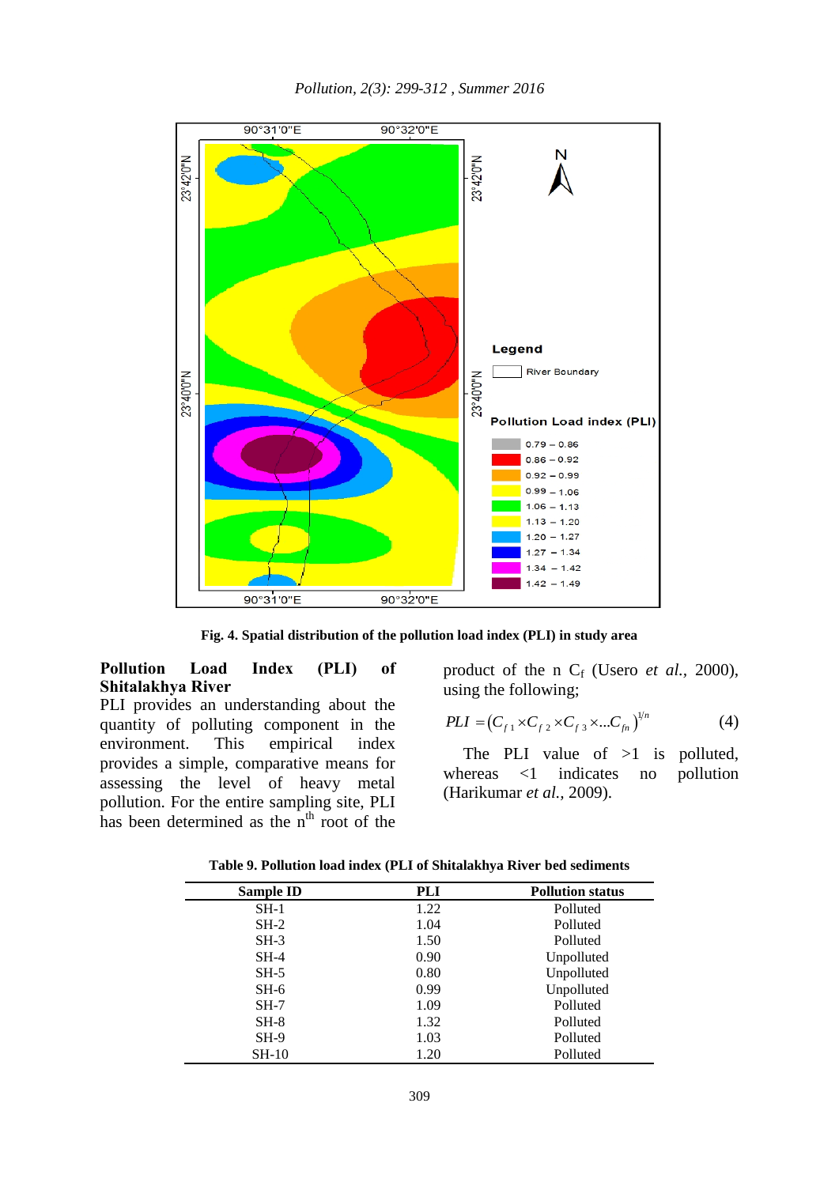Fig. 4. Spatial distribution of the pollution load index (PLI) in study area

**Pollution Load Index (PLI) of Shitalakhya River**

PLI provides an understanding about the quantity of polluting component in the environment. This empirical index provides a simple, comparative means for assessing the level of heavy metal pollution. For the entire sampling site, PLI has been determined as the n[th] root of the product of the n $C_f$ (Usero *et al.*, 2000), using the following;

$$PLI = (C_{f1} \times C_{f2} \times C_{f3} \times ... C_{fn})^{1/n} \quad (4)$$

The PLI value of >1 is polluted, whereas <1 indicates no pollution (Harikumar *et al.*, 2009).

**Table 9. Pollution load index (PLI of Shitalakhya River bed sediments**

| Sample ID | PLI | Pollution status |
|---|---|---|
| SH-1 | 1.22 | Polluted |
| SH-2 | 1.04 | Polluted |
| SH-3 | 1.50 | Polluted |
| SH-4 | 0.90 | Unpolluted |
| SH-5 | 0.80 | Unpolluted |
| SH-6 | 0.99 | Unpolluted |
| SH-7 | 1.09 | Polluted |
| SH-8 | 1.32 | Polluted |
| SH-9 | 1.03 | Polluted |
| SH-10 | 1.20 | Polluted |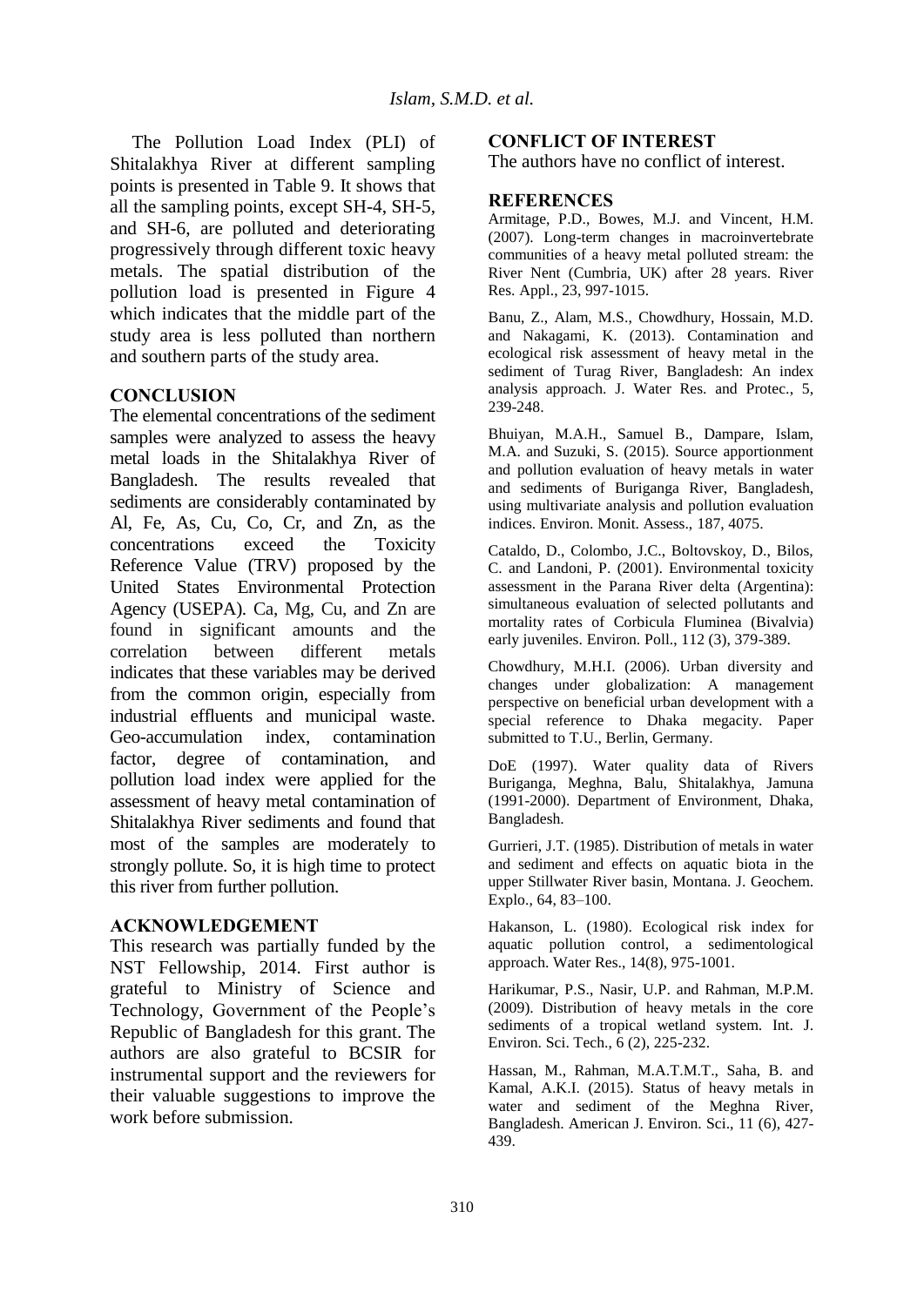The Pollution Load Index (PLI) of Shitalakhya River at different sampling points is presented in Table 9. It shows that all the sampling points, except SH-4, SH-5, and SH-6, are polluted and deteriorating progressively through different toxic heavy metals. The spatial distribution of the pollution load is presented in Figure 4 which indicates that the middle part of the study area is less polluted than northern and southern parts of the study area.

## CONCLUSION

The elemental concentrations of the sediment samples were analyzed to assess the heavy metal loads in the Shitalakhya River of Bangladesh. The results revealed that sediments are considerably contaminated by Al, Fe, As, Cu, Co, Cr, and Zn, as the concentrations exceed the Toxicity Reference Value (TRV) proposed by the United States Environmental Protection Agency (USEPA). Ca, Mg, Cu, and Zn are found in significant amounts and the correlation between different metals indicates that these variables may be derived from the common origin, especially from industrial effluents and municipal waste. Geo-accumulation index, contamination factor, degree of contamination, and pollution load index were applied for the assessment of heavy metal contamination of Shitalakhya River sediments and found that most of the samples are moderately to strongly pollute. So, it is high time to protect this river from further pollution.

## ACKNOWLEDGEMENT

This research was partially funded by the NST Fellowship, 2014. First author is grateful to Ministry of Science and Technology, Government of the People's Republic of Bangladesh for this grant. The authors are also grateful to BCSIR for instrumental support and the reviewers for their valuable suggestions to improve the work before submission.

## CONFLICT OF INTEREST

The authors have no conflict of interest.

## REFERENCES

Armitage, P.D., Bowes, M.J. and Vincent, H.M. (2007). Long-term changes in macroinvertebrate communities of a heavy metal polluted stream: the River Nent (Cumbria, UK) after 28 years. River Res. Appl., 23, 997-1015.

Banu, Z., Alam, M.S., Chowdhury, Hossain, M.D. and Nakagami, K. (2013). Contamination and ecological risk assessment of heavy metal in the sediment of Turag River, Bangladesh: An index analysis approach. J. Water Res. and Protec., 5, 239-248.

Bhuiyan, M.A.H., Samuel B., Dampare, Islam, M.A. and Suzuki, S. (2015). Source apportionment and pollution evaluation of heavy metals in water and sediments of Buriganga River, Bangladesh, using multivariate analysis and pollution evaluation indices. Environ. Monit. Assess., 187, 4075.

Cataldo, D., Colombo, J.C., Boltovskoy, D., Bilos, C. and Landoni, P. (2001). Environmental toxicity assessment in the Parana River delta (Argentina): simultaneous evaluation of selected pollutants and mortality rates of Corbicula Fluminea (Bivalvia) early juveniles. Environ. Poll., 112 (3), 379-389.

Chowdhury, M.H.I. (2006). Urban diversity and changes under globalization: A management perspective on beneficial urban development with a special reference to Dhaka megacity. Paper submitted to T.U., Berlin, Germany.

DoE (1997). Water quality data of Rivers Buriganga, Meghna, Balu, Shitalakhya, Jamuna (1991-2000). Department of Environment, Dhaka, Bangladesh.

Gurrieri, J.T. (1985). Distribution of metals in water and sediment and effects on aquatic biota in the upper Stillwater River basin, Montana. J. Geochem. Explo., 64, 83–100.

Hakanson, L. (1980). Ecological risk index for aquatic pollution control, a sedimentological approach. Water Res., 14(8), 975-1001.

Harikumar, P.S., Nasir, U.P. and Rahman, M.P.M. (2009). Distribution of heavy metals in the core sediments of a tropical wetland system. Int. J. Environ. Sci. Tech., 6 (2), 225-232.

Hassan, M., Rahman, M.A.T.M.T., Saha, B. and Kamal, A.K.I. (2015). Status of heavy metals in water and sediment of the Meghna River, Bangladesh. American J. Environ. Sci., 11 (6), 427-439.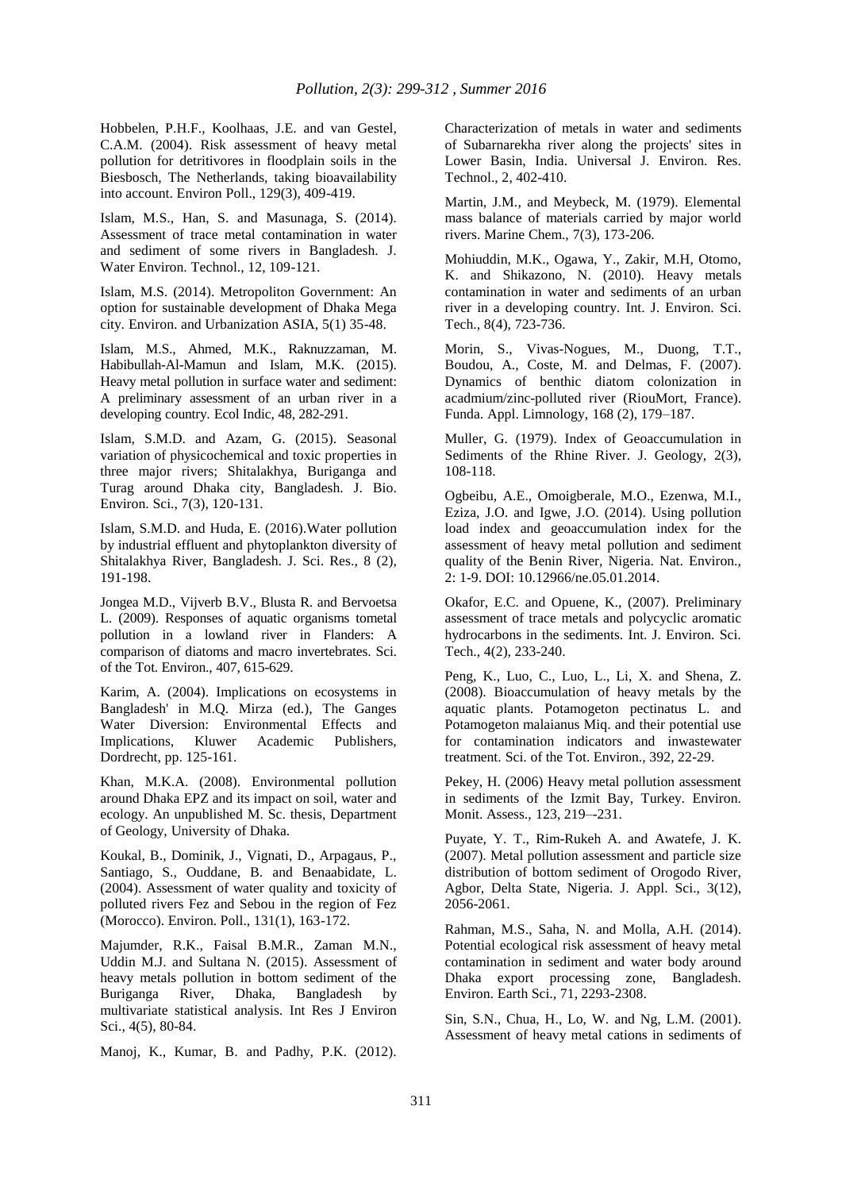Hobbelen, P.H.F., Koolhaas, J.E. and van Gestel, C.A.M. (2004). Risk assessment of heavy metal pollution for detritivores in floodplain soils in the Biesbosch, The Netherlands, taking bioavailability into account. Environ Poll., 129(3), 409-419.

Islam, M.S., Han, S. and Masunaga, S. (2014). Assessment of trace metal contamination in water and sediment of some rivers in Bangladesh. J. Water Environ. Technol., 12, 109-121.

Islam, M.S. (2014). Metropoliton Government: An option for sustainable development of Dhaka Mega city. Environ. and Urbanization ASIA, 5(1) 35-48.

Islam, M.S., Ahmed, M.K., Raknuzzaman, M. Habibullah-Al-Mamun and Islam, M.K. (2015). Heavy metal pollution in surface water and sediment: A preliminary assessment of an urban river in a developing country. Ecol Indic, 48, 282-291.

Islam, S.M.D. and Azam, G. (2015). Seasonal variation of physicochemical and toxic properties in three major rivers; Shitalakhya, Buriganga and Turag around Dhaka city, Bangladesh. J. Bio. Environ. Sci., 7(3), 120-131.

Islam, S.M.D. and Huda, E. (2016).Water pollution by industrial effluent and phytoplankton diversity of Shitalakhya River, Bangladesh. J. Sci. Res., 8 (2), 191-198.

Jongea M.D., Vijverb B.V., Blusta R. and Bervoetsa L. (2009). Responses of aquatic organisms tometal pollution in a lowland river in Flanders: A comparison of diatoms and macro invertebrates. Sci. of the Tot. Environ., 407, 615-629.

Karim, A. (2004). Implications on ecosystems in Bangladesh' in M.Q. Mirza (ed.), The Ganges Water Diversion: Environmental Effects and Implications, Kluwer Academic Publishers, Dordrecht, pp. 125-161.

Khan, M.K.A. (2008). Environmental pollution around Dhaka EPZ and its impact on soil, water and ecology. An unpublished M. Sc. thesis, Department of Geology, University of Dhaka.

Koukal, B., Dominik, J., Vignati, D., Arpagaus, P., Santiago, S., Ouddane, B. and Benaabidate, L. (2004). Assessment of water quality and toxicity of polluted rivers Fez and Sebou in the region of Fez (Morocco). Environ. Poll., 131(1), 163-172.

Majumder, R.K., Faisal B.M.R., Zaman M.N., Uddin M.J. and Sultana N. (2015). Assessment of heavy metals pollution in bottom sediment of the Buriganga River, Dhaka, Bangladesh by multivariate statistical analysis. Int Res J Environ Sci., 4(5), 80-84.

Manoj, K., Kumar, B. and Padhy, P.K. (2012). Characterization of metals in water and sediments of Subarnarekha river along the projects' sites in Lower Basin, India. Universal J. Environ. Res. Technol., 2, 402-410.

Martin, J.M., and Meybeck, M. (1979). Elemental mass balance of materials carried by major world rivers. Marine Chem., 7(3), 173-206.

Mohiuddin, M.K., Ogawa, Y., Zakir, M.H, Otomo, K. and Shikazono, N. (2010). Heavy metals contamination in water and sediments of an urban river in a developing country. Int. J. Environ. Sci. Tech., 8(4), 723-736.

Morin, S., Vivas-Nogues, M., Duong, T.T., Boudou, A., Coste, M. and Delmas, F. (2007). Dynamics of benthic diatom colonization in acadmium/zinc-polluted river (RiouMort, France). Funda. Appl. Limnology, 168 (2), 179–187.

Muller, G. (1979). Index of Geoaccumulation in Sediments of the Rhine River. J. Geology, 2(3), 108-118.

Ogbeibu, A.E., Omoigberale, M.O., Ezenwa, M.I., Eziza, J.O. and Igwe, J.O. (2014). Using pollution load index and geoaccumulation index for the assessment of heavy metal pollution and sediment quality of the Benin River, Nigeria. Nat. Environ., 2: 1-9. DOI: 10.12966/ne.05.01.2014.

Okafor, E.C. and Opuene, K., (2007). Preliminary assessment of trace metals and polycyclic aromatic hydrocarbons in the sediments. Int. J. Environ. Sci. Tech., 4(2), 233-240.

Peng, K., Luo, C., Luo, L., Li, X. and Shena, Z. (2008). Bioaccumulation of heavy metals by the aquatic plants. Potamogeton pectinatus L. and Potamogeton malaianus Miq. and their potential use for contamination indicators and inwastewater treatment. Sci. of the Tot. Environ., 392, 22-29.

Pekey, H. (2006) Heavy metal pollution assessment in sediments of the Izmit Bay, Turkey. Environ. Monit. Assess., 123, 219–-231.

Puyate, Y. T., Rim-Rukeh A. and Awatefe, J. K. (2007). Metal pollution assessment and particle size distribution of bottom sediment of Orogodo River, Agbor, Delta State, Nigeria. J. Appl. Sci., 3(12), 2056-2061.

Rahman, M.S., Saha, N. and Molla, A.H. (2014). Potential ecological risk assessment of heavy metal contamination in sediment and water body around Dhaka export processing zone, Bangladesh. Environ. Earth Sci., 71, 2293-2308.

Sin, S.N., Chua, H., Lo, W. and Ng, L.M. (2001). Assessment of heavy metal cations in sediments of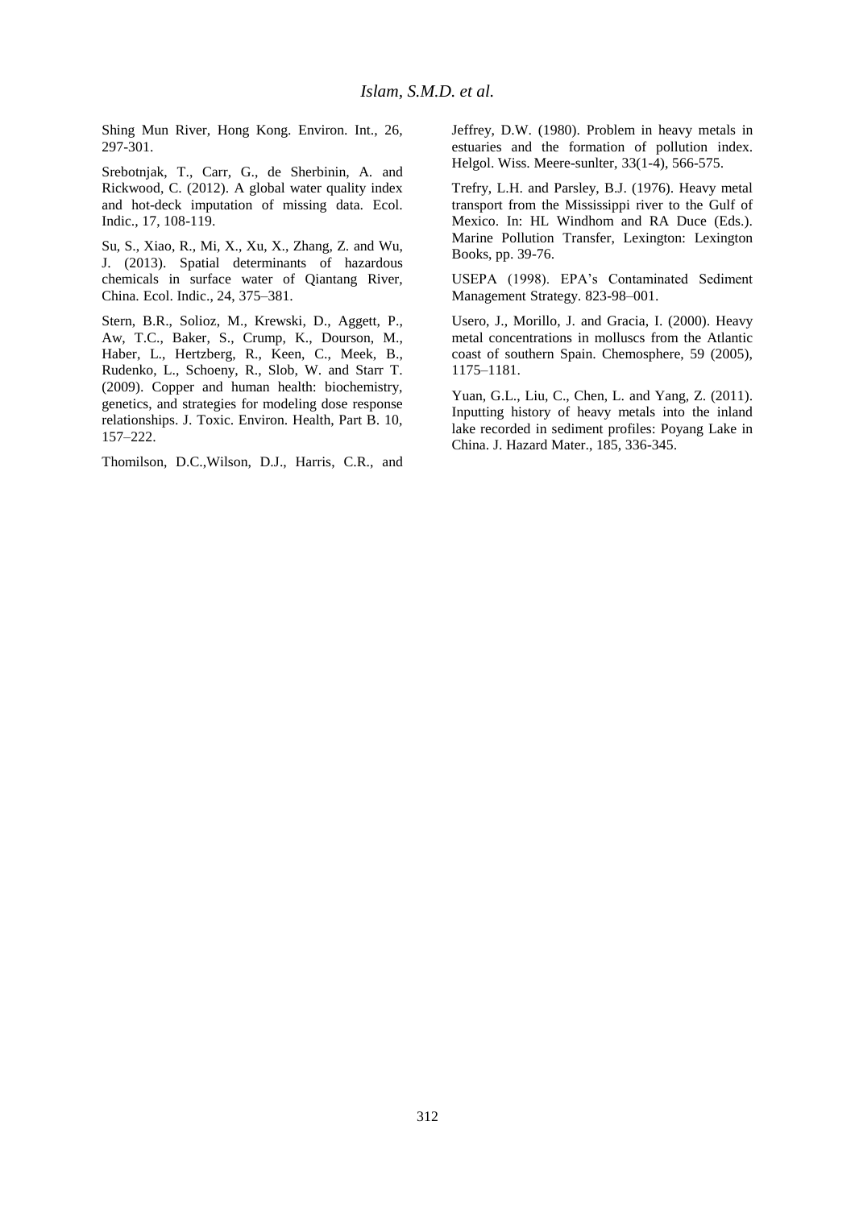Shing Mun River, Hong Kong. Environ. Int., 26, 297-301.

Srebotnjak, T., Carr, G., de Sherbinin, A. and Rickwood, C. (2012). A global water quality index and hot-deck imputation of missing data. Ecol. Indic., 17, 108-119.

Su, S., Xiao, R., Mi, X., Xu, X., Zhang, Z. and Wu, J. (2013). Spatial determinants of hazardous chemicals in surface water of Qiantang River, China. Ecol. Indic., 24, 375–381.

Stern, B.R., Solioz, M., Krewski, D., Aggett, P., Aw, T.C., Baker, S., Crump, K., Dourson, M., Haber, L., Hertzberg, R., Keen, C., Meek, B., Rudenko, L., Schoeny, R., Slob, W. and Starr T. (2009). Copper and human health: biochemistry, genetics, and strategies for modeling dose response relationships. J. Toxic. Environ. Health, Part B. 10, 157–222.

Thomilson, D.C.,Wilson, D.J., Harris, C.R., and Jeffrey, D.W. (1980). Problem in heavy metals in estuaries and the formation of pollution index. Helgol. Wiss. Meere-sunlter, 33(1-4), 566-575.

Trefry, L.H. and Parsley, B.J. (1976). Heavy metal transport from the Mississippi river to the Gulf of Mexico. In: HL Windhom and RA Duce (Eds.). Marine Pollution Transfer, Lexington: Lexington Books, pp. 39-76.

USEPA (1998). EPA's Contaminated Sediment Management Strategy. 823-98–001.

Usero, J., Morillo, J. and Gracia, I. (2000). Heavy metal concentrations in molluscs from the Atlantic coast of southern Spain. Chemosphere, 59 (2005), 1175–1181.

Yuan, G.L., Liu, C., Chen, L. and Yang, Z. (2011). Inputting history of heavy metals into the inland lake recorded in sediment profiles: Poyang Lake in China. J. Hazard Mater., 185, 336-345.